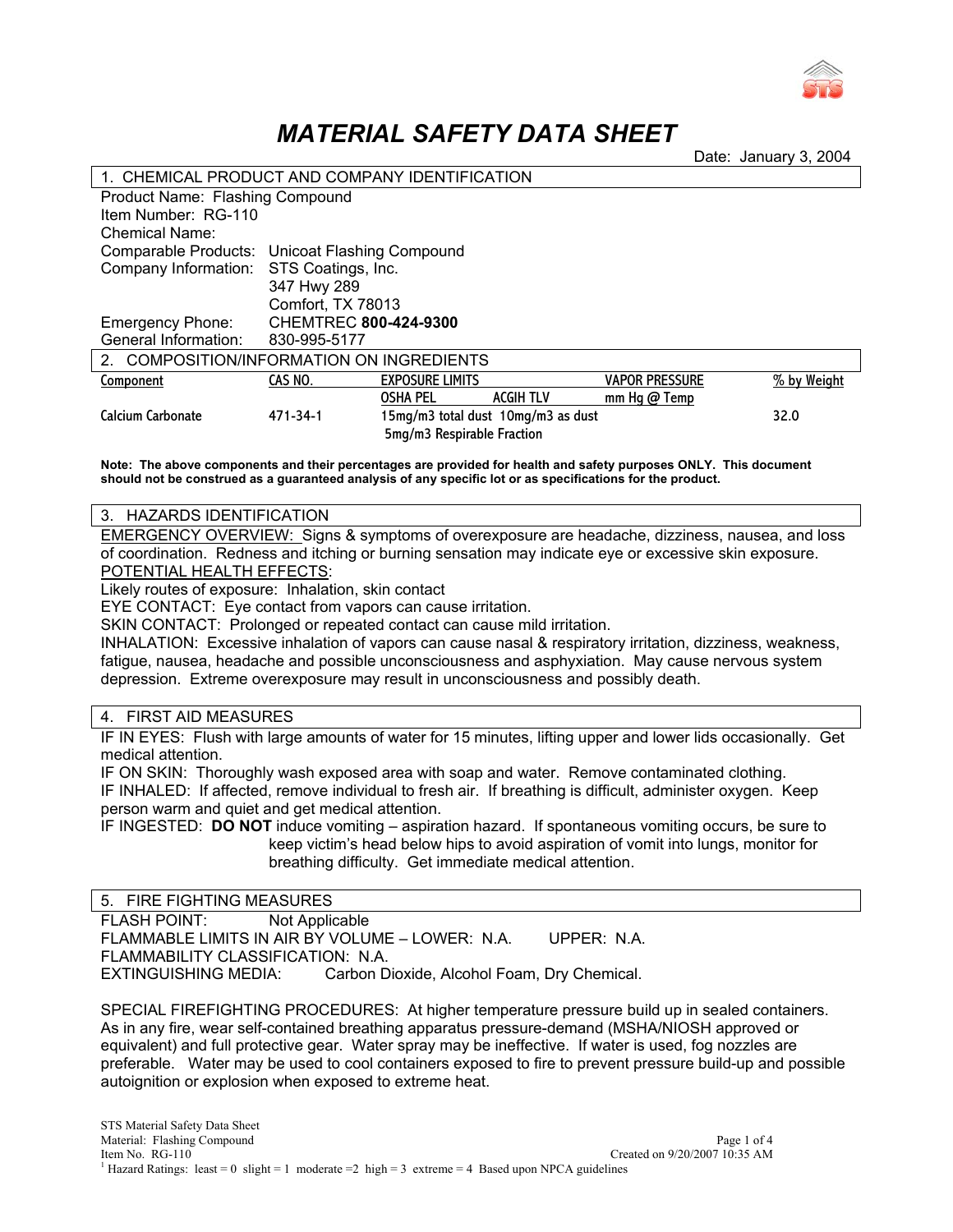# MATERIAL SAFETY DATA SHEET

Date: January 3, 2004

## 1. CHEMICAL PRODUCT AND COMPANY IDENTIFICATION

Product Name: Flashing Compound
Item Number: RG-110
Chemical Name:
Comparable Products: Unicoat Flashing Compound
Company Information: STS Coatings, Inc.
347 Hwy 289
Comfort, TX 78013
Emergency Phone: CHEMTREC **800-424-9300**
General Information: 830-995-5177

## 2. COMPOSITION/INFORMATION ON INGREDIENTS

| Component | CAS NO. | EXPOSURE LIMITS | | VAPOR PRESSURE | % by Weight |
|---|---|---|---|---|---|
| | | OSHA PEL | ACGIH TLV | mm Hg @ Temp | |
| Calcium Carbonate | 471-34-1 | 15mg/m3 total dust 5mg/m3 Respirable Fraction | 10mg/m3 as dust | | 32.0 |

**Note: The above components and their percentages are provided for health and safety purposes ONLY. This document should not be construed as a guaranteed analysis of any specific lot or as specifications for the product.**

## 3. HAZARDS IDENTIFICATION

EMERGENCY OVERVIEW: Signs & symptoms of overexposure are headache, dizziness, nausea, and loss of coordination. Redness and itching or burning sensation may indicate eye or excessive skin exposure.
POTENTIAL HEALTH EFFECTS:
Likely routes of exposure: Inhalation, skin contact
EYE CONTACT: Eye contact from vapors can cause irritation.
SKIN CONTACT: Prolonged or repeated contact can cause mild irritation.
INHALATION: Excessive inhalation of vapors can cause nasal & respiratory irritation, dizziness, weakness, fatigue, nausea, headache and possible unconsciousness and asphyxiation. May cause nervous system depression. Extreme overexposure may result in unconsciousness and possibly death.

## 4. FIRST AID MEASURES

IF IN EYES: Flush with large amounts of water for 15 minutes, lifting upper and lower lids occasionally. Get medical attention.
IF ON SKIN: Thoroughly wash exposed area with soap and water. Remove contaminated clothing.
IF INHALED: If affected, remove individual to fresh air. If breathing is difficult, administer oxygen. Keep person warm and quiet and get medical attention.
IF INGESTED: **DO NOT** induce vomiting – aspiration hazard. If spontaneous vomiting occurs, be sure to keep victim's head below hips to avoid aspiration of vomit into lungs, monitor for breathing difficulty. Get immediate medical attention.

## 5. FIRE FIGHTING MEASURES

FLASH POINT: Not Applicable
FLAMMABLE LIMITS IN AIR BY VOLUME – LOWER: N.A. UPPER: N.A.
FLAMMABILITY CLASSIFICATION: N.A.
EXTINGUISHING MEDIA: Carbon Dioxide, Alcohol Foam, Dry Chemical.

SPECIAL FIREFIGHTING PROCEDURES: At higher temperature pressure build up in sealed containers. As in any fire, wear self-contained breathing apparatus pressure-demand (MSHA/NIOSH approved or equivalent) and full protective gear. Water spray may be ineffective. If water is used, fog nozzles are preferable. Water may be used to cool containers exposed to fire to prevent pressure build-up and possible autoignition or explosion when exposed to extreme heat.

[1] Hazard Ratings: least = 0 slight = 1 moderate =2 high = 3 extreme = 4 Based upon NPCA guidelines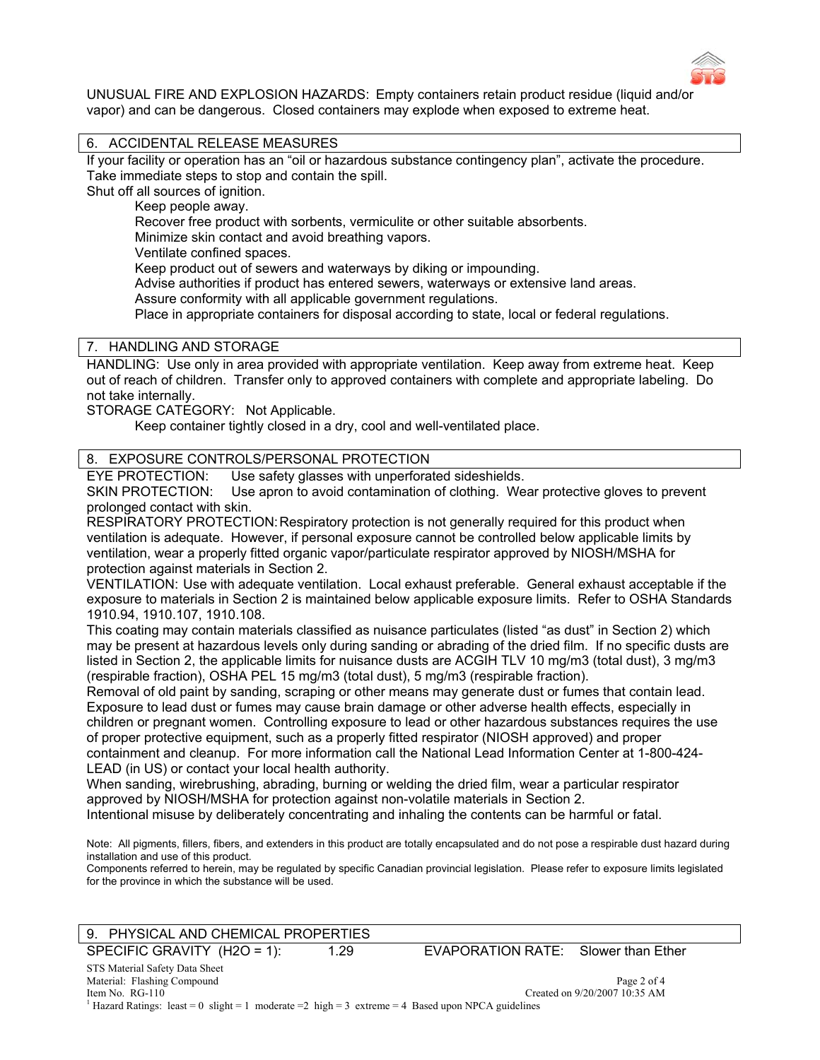UNUSUAL FIRE AND EXPLOSION HAZARDS: Empty containers retain product residue (liquid and/or vapor) and can be dangerous. Closed containers may explode when exposed to extreme heat.

## 6. ACCIDENTAL RELEASE MEASURES

If your facility or operation has an "oil or hazardous substance contingency plan", activate the procedure.
Take immediate steps to stop and contain the spill.
Shut off all sources of ignition.

- Keep people away.
- Recover free product with sorbents, vermiculite or other suitable absorbents.
- Minimize skin contact and avoid breathing vapors.
- Ventilate confined spaces.
- Keep product out of sewers and waterways by diking or impounding.
- Advise authorities if product has entered sewers, waterways or extensive land areas.
- Assure conformity with all applicable government regulations.
- Place in appropriate containers for disposal according to state, local or federal regulations.

## 7. HANDLING AND STORAGE

HANDLING: Use only in area provided with appropriate ventilation. Keep away from extreme heat. Keep out of reach of children. Transfer only to approved containers with complete and appropriate labeling. Do not take internally.

STORAGE CATEGORY: Not Applicable.

Keep container tightly closed in a dry, cool and well-ventilated place.

## 8. EXPOSURE CONTROLS/PERSONAL PROTECTION

EYE PROTECTION: Use safety glasses with unperforated sideshields.

SKIN PROTECTION: Use apron to avoid contamination of clothing. Wear protective gloves to prevent prolonged contact with skin.

RESPIRATORY PROTECTION: Respiratory protection is not generally required for this product when ventilation is adequate. However, if personal exposure cannot be controlled below applicable limits by ventilation, wear a properly fitted organic vapor/particulate respirator approved by NIOSH/MSHA for protection against materials in Section 2.

VENTILATION: Use with adequate ventilation. Local exhaust preferable. General exhaust acceptable if the exposure to materials in Section 2 is maintained below applicable exposure limits. Refer to OSHA Standards 1910.94, 1910.107, 1910.108.

This coating may contain materials classified as nuisance particulates (listed "as dust" in Section 2) which may be present at hazardous levels only during sanding or abrading of the dried film. If no specific dusts are listed in Section 2, the applicable limits for nuisance dusts are ACGIH TLV 10 mg/m3 (total dust), 3 mg/m3 (respirable fraction), OSHA PEL 15 mg/m3 (total dust), 5 mg/m3 (respirable fraction).

Removal of old paint by sanding, scraping or other means may generate dust or fumes that contain lead. Exposure to lead dust or fumes may cause brain damage or other adverse health effects, especially in children or pregnant women. Controlling exposure to lead or other hazardous substances requires the use of proper protective equipment, such as a properly fitted respirator (NIOSH approved) and proper containment and cleanup. For more information call the National Lead Information Center at 1-800-424-LEAD (in US) or contact your local health authority.

When sanding, wirebrushing, abrading, burning or welding the dried film, wear a particular respirator approved by NIOSH/MSHA for protection against non-volatile materials in Section 2.

Intentional misuse by deliberately concentrating and inhaling the contents can be harmful or fatal.

Note: All pigments, fillers, fibers, and extenders in this product are totally encapsulated and do not pose a respirable dust hazard during installation and use of this product.

Components referred to herein, may be regulated by specific Canadian provincial legislation. Please refer to exposure limits legislated for the province in which the substance will be used.

## 9. PHYSICAL AND CHEMICAL PROPERTIES

SPECIFIC GRAVITY ($H_2O$ = 1): 1.29 EVAPORATION RATE: Slower than Ether

STS Material Safety Data Sheet
Material: Flashing Compound
Item No. RG-110
Created on 9/20/2007 10:35 AM

[1] Hazard Ratings: least = 0 slight = 1 moderate =2 high = 3 extreme = 4 Based upon NPCA guidelines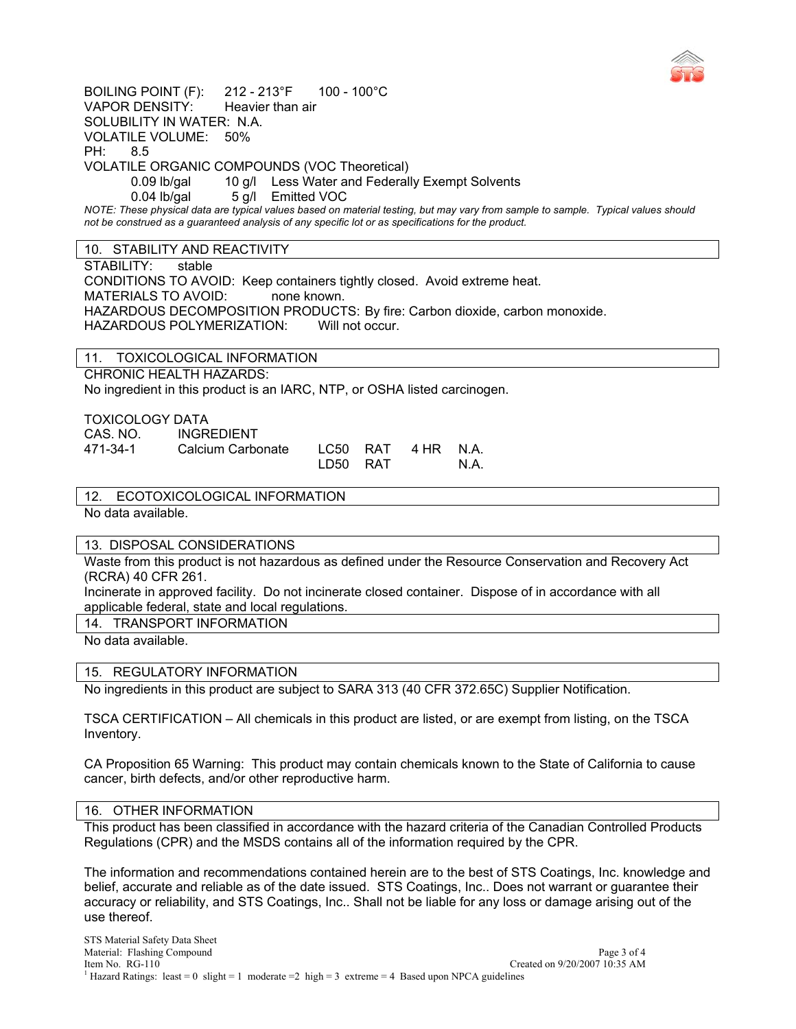BOILING POINT (F): 212 - 213°F 100 - 100°C
VAPOR DENSITY: Heavier than air
SOLUBILITY IN WATER: N.A.
VOLATILE VOLUME: 50%
PH: 8.5
VOLATILE ORGANIC COMPOUNDS (VOC Theoretical)

0.09 lb/gal 10 g/l Less Water and Federally Exempt Solvents
0.04 lb/gal 5 g/l Emitted VOC

*NOTE: These physical data are typical values based on material testing, but may vary from sample to sample. Typical values should not be construed as a guaranteed analysis of any specific lot or as specifications for the product.*

## 10. STABILITY AND REACTIVITY

STABILITY: stable
CONDITIONS TO AVOID: Keep containers tightly closed. Avoid extreme heat.
MATERIALS TO AVOID: none known.
HAZARDOUS DECOMPOSITION PRODUCTS: By fire: Carbon dioxide, carbon monoxide.
HAZARDOUS POLYMERIZATION: Will not occur.

## 11. TOXICOLOGICAL INFORMATION

CHRONIC HEALTH HAZARDS:
No ingredient in this product is an IARC, NTP, or OSHA listed carcinogen.

TOXICOLOGY DATA

| CAS. NO. | INGREDIENT | | | | |
|---|---|---|---|---|---|
| 471-34-1 | Calcium Carbonate | LC50 | RAT | 4 HR | N.A. |
| | | LD50 | RAT | | N.A. |

## 12. ECOTOXICOLOGICAL INFORMATION

No data available.

## 13. DISPOSAL CONSIDERATIONS

Waste from this product is not hazardous as defined under the Resource Conservation and Recovery Act (RCRA) 40 CFR 261.
Incinerate in approved facility. Do not incinerate closed container. Dispose of in accordance with all applicable federal, state and local regulations.

## 14. TRANSPORT INFORMATION

No data available.

## 15. REGULATORY INFORMATION

No ingredients in this product are subject to SARA 313 (40 CFR 372.65C) Supplier Notification.

TSCA CERTIFICATION – All chemicals in this product are listed, or are exempt from listing, on the TSCA Inventory.

CA Proposition 65 Warning: This product may contain chemicals known to the State of California to cause cancer, birth defects, and/or other reproductive harm.

## 16. OTHER INFORMATION

This product has been classified in accordance with the hazard criteria of the Canadian Controlled Products Regulations (CPR) and the MSDS contains all of the information required by the CPR.

The information and recommendations contained herein are to the best of STS Coatings, Inc. knowledge and belief, accurate and reliable as of the date issued. STS Coatings, Inc.. Does not warrant or guarantee their accuracy or reliability, and STS Coatings, Inc.. Shall not be liable for any loss or damage arising out of the use thereof.

STS Material Safety Data Sheet
Material: Flashing Compound
Item No. RG-110
Created on 9/20/2007 10:35 AM
[1] Hazard Ratings: least = 0 slight = 1 moderate =2 high = 3 extreme = 4 Based upon NPCA guidelines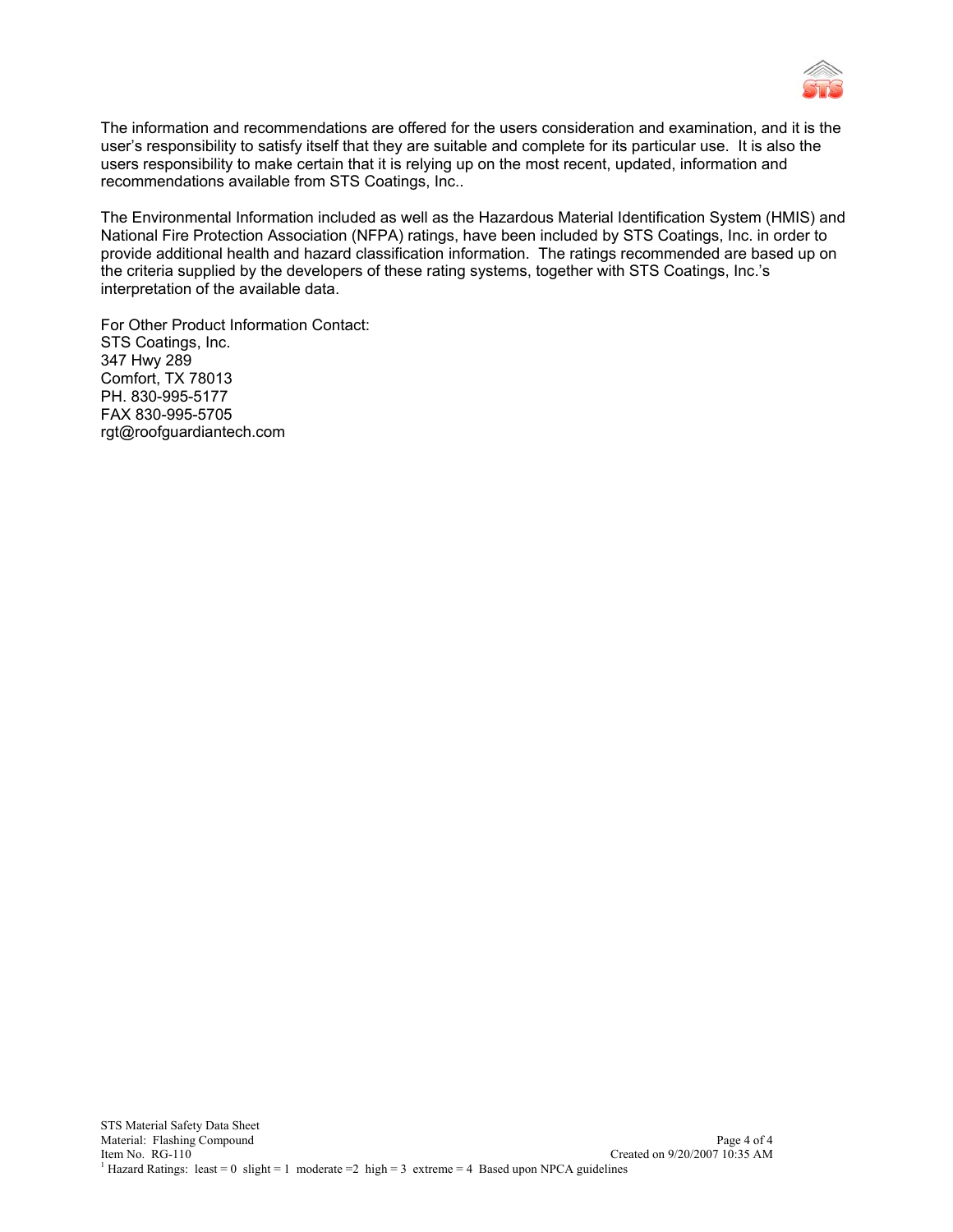The information and recommendations are offered for the users consideration and examination, and it is the user's responsibility to satisfy itself that they are suitable and complete for its particular use. It is also the users responsibility to make certain that it is relying up on the most recent, updated, information and recommendations available from STS Coatings, Inc..

The Environmental Information included as well as the Hazardous Material Identification System (HMIS) and National Fire Protection Association (NFPA) ratings, have been included by STS Coatings, Inc. in order to provide additional health and hazard classification information. The ratings recommended are based up on the criteria supplied by the developers of these rating systems, together with STS Coatings, Inc.'s interpretation of the available data.

For Other Product Information Contact:
STS Coatings, Inc.
347 Hwy 289
Comfort, TX 78013
PH. 830-995-5177
FAX 830-995-5705
rgt@roofguardiantech.com

[1] Hazard Ratings: least = 0 slight = 1 moderate =2 high = 3 extreme = 4 Based upon NPCA guidelines